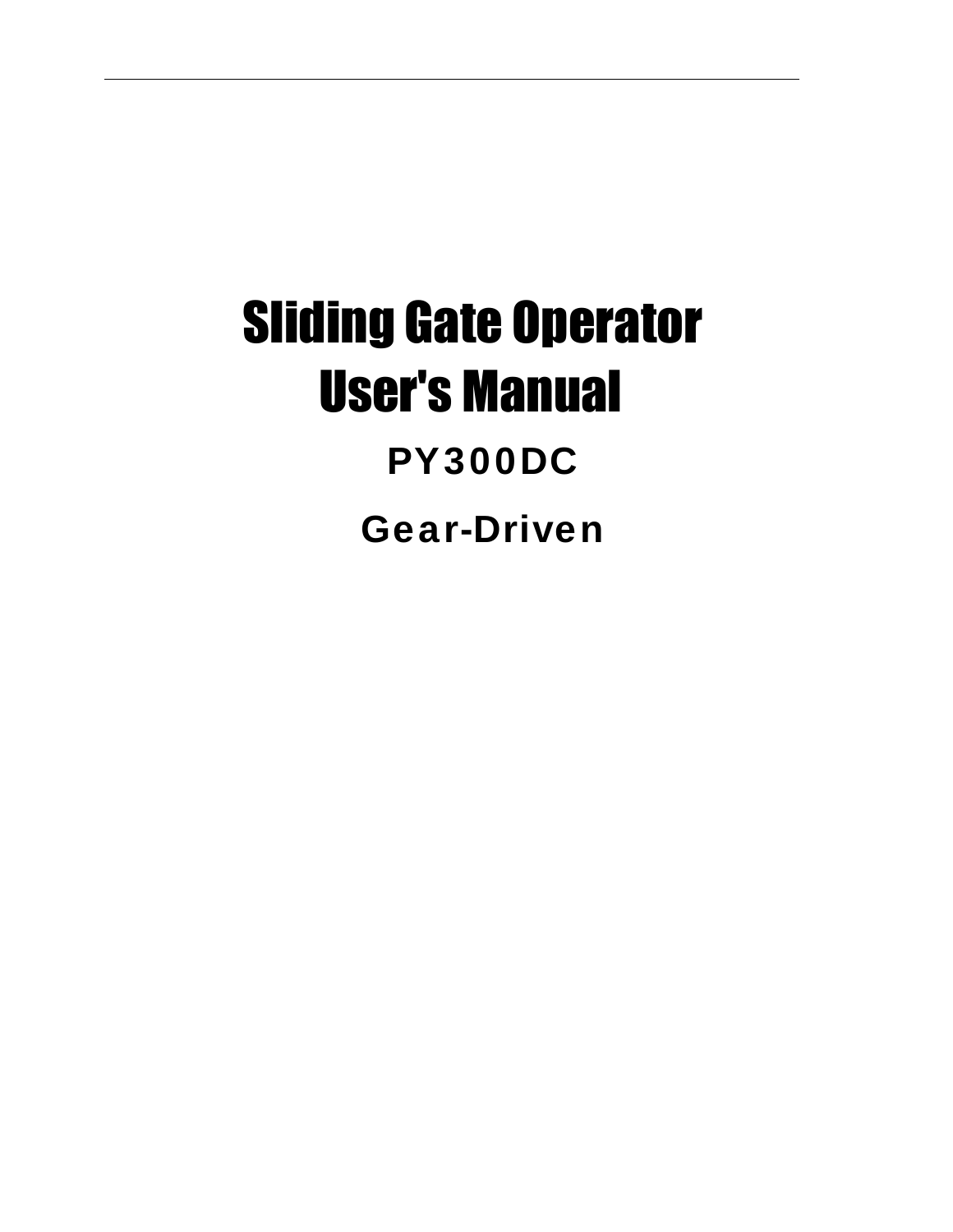# Sliding Gate Operator
# User's Manual

## PY300DC

## Gear-Driven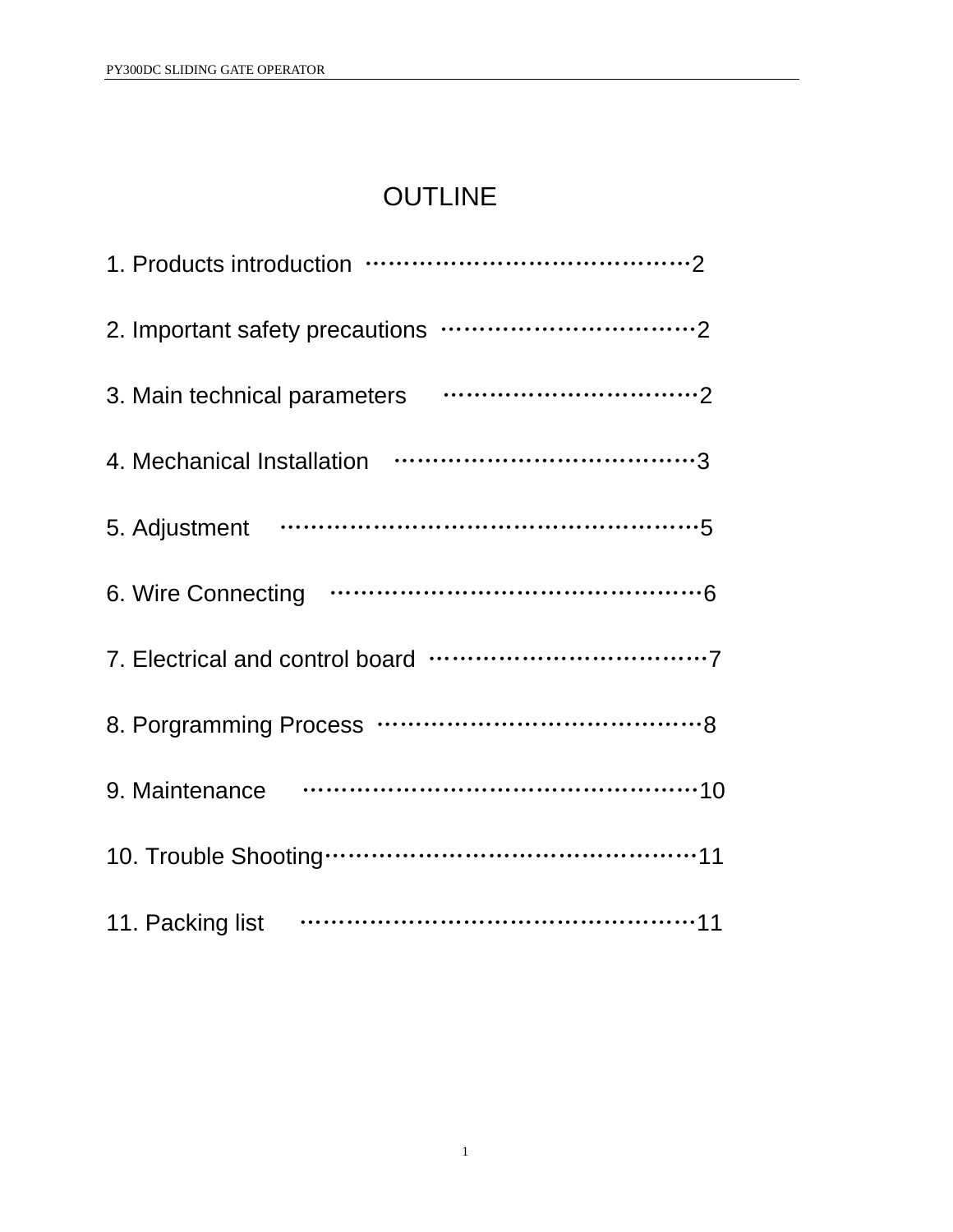# OUTLINE

1. Products introduction ········································2
2. Important safety precautions ··································2
3. Main technical parameters ··································2
4. Mechanical Installation ········································3
5. Adjustment ························································5
6. Wire Connecting ················································6
7. Electrical and control board ··································7
8. Porgramming Process ·········································8
9. Maintenance ·····················································10
10. Trouble Shooting················································11
11. Packing list ······················································11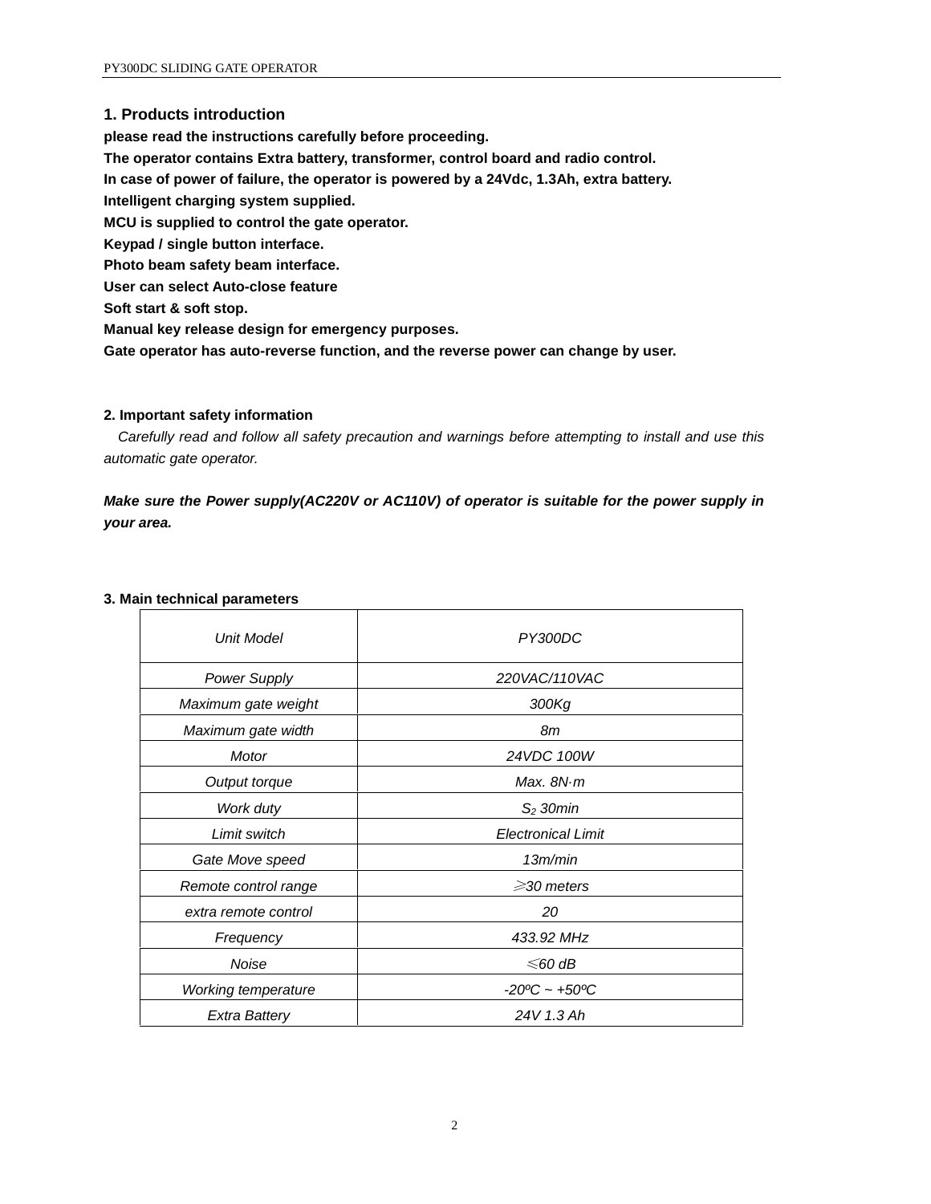## 1. Products introduction

**please read the instructions carefully before proceeding.**
**The operator contains Extra battery, transformer, control board and radio control.**
**In case of power of failure, the operator is powered by a 24Vdc, 1.3Ah, extra battery.**
**Intelligent charging system supplied.**
**MCU is supplied to control the gate operator.**
**Keypad / single button interface.**
**Photo beam safety beam interface.**
**User can select Auto-close feature**
**Soft start & soft stop.**
**Manual key release design for emergency purposes.**
**Gate operator has auto-reverse function, and the reverse power can change by user.**

## 2. Important safety information

*Carefully read and follow all safety precaution and warnings before attempting to install and use this automatic gate operator.*

***Make sure the Power supply(AC220V or AC110V) of operator is suitable for the power supply in your area.***

## 3. Main technical parameters

| *Unit Model* | *PY300DC* |
|---|---|
| *Power Supply* | *220VAC/110VAC* |
| *Maximum gate weight* | *300Kg* |
| *Maximum gate width* | *8m* |
| *Motor* | *24VDC 100W* |
| *Output torque* | *Max. 8N·m* |
| *Work duty* | *$S_2$ 30min* |
| *Limit switch* | *Electronical Limit* |
| *Gate Move speed* | *13m/min* |
| *Remote control range* | *⩾30 meters* |
| *extra remote control* | *20* |
| *Frequency* | *433.92 MHz* |
| *Noise* | *⩽60 dB* |
| *Working temperature* | *-20ºC ~ +50ºC* |
| *Extra Battery* | *24V 1.3 Ah* |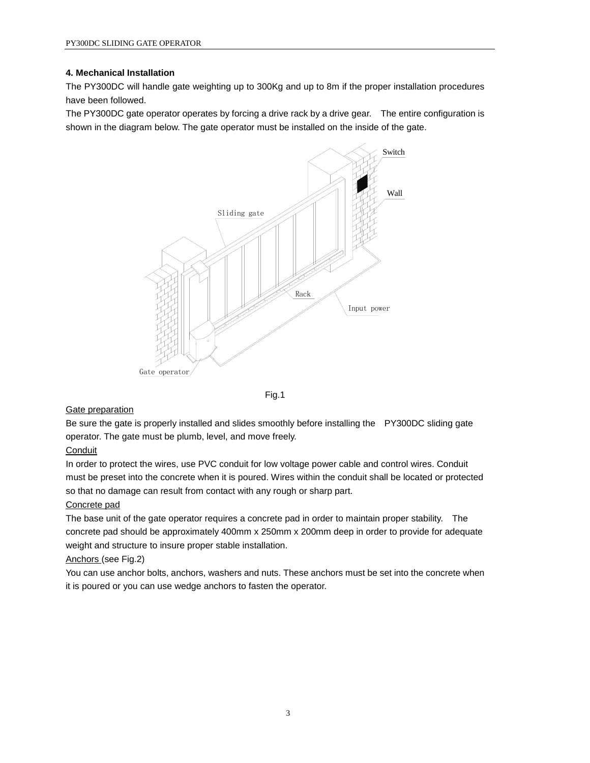## 4. Mechanical Installation

The PY300DC will handle gate weighting up to 300Kg and up to 8m if the proper installation procedures have been followed.

The PY300DC gate operator operates by forcing a drive rack by a drive gear. The entire configuration is shown in the diagram below. The gate operator must be installed on the inside of the gate.

Fig.1

<u>Gate preparation</u>

Be sure the gate is properly installed and slides smoothly before installing the PY300DC sliding gate operator. The gate must be plumb, level, and move freely.

<u>Conduit</u>

In order to protect the wires, use PVC conduit for low voltage power cable and control wires. Conduit must be preset into the concrete when it is poured. Wires within the conduit shall be located or protected so that no damage can result from contact with any rough or sharp part.

<u>Concrete pad</u>

The base unit of the gate operator requires a concrete pad in order to maintain proper stability. The concrete pad should be approximately 400mm x 250mm x 200mm deep in order to provide for adequate weight and structure to insure proper stable installation.

<u>Anchors</u> (see Fig.2)

You can use anchor bolts, anchors, washers and nuts. These anchors must be set into the concrete when it is poured or you can use wedge anchors to fasten the operator.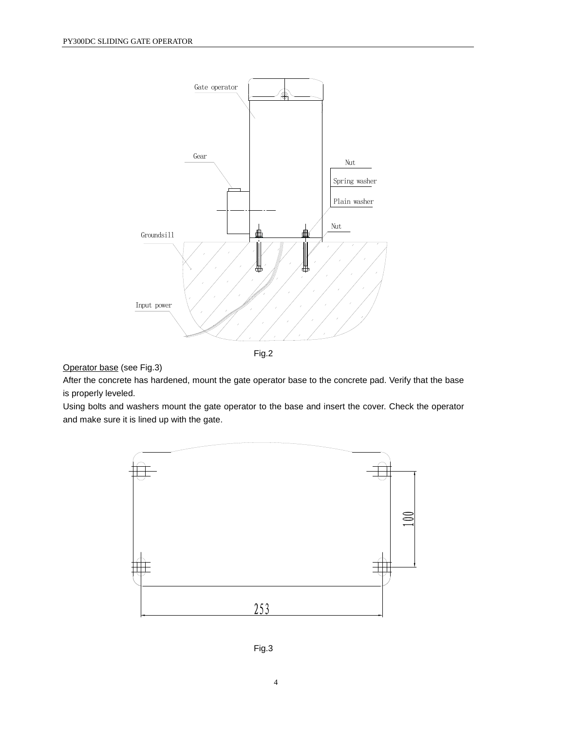Gate operator

Gear

Nut

Spring washer

Plain washer

Nut

Groundsill

Input power

Fig.2

Operator base (see Fig.3)

After the concrete has hardened, mount the gate operator base to the concrete pad. Verify that the base is properly leveled.

Using bolts and washers mount the gate operator to the base and insert the cover. Check the operator and make sure it is lined up with the gate.

100

253

Fig.3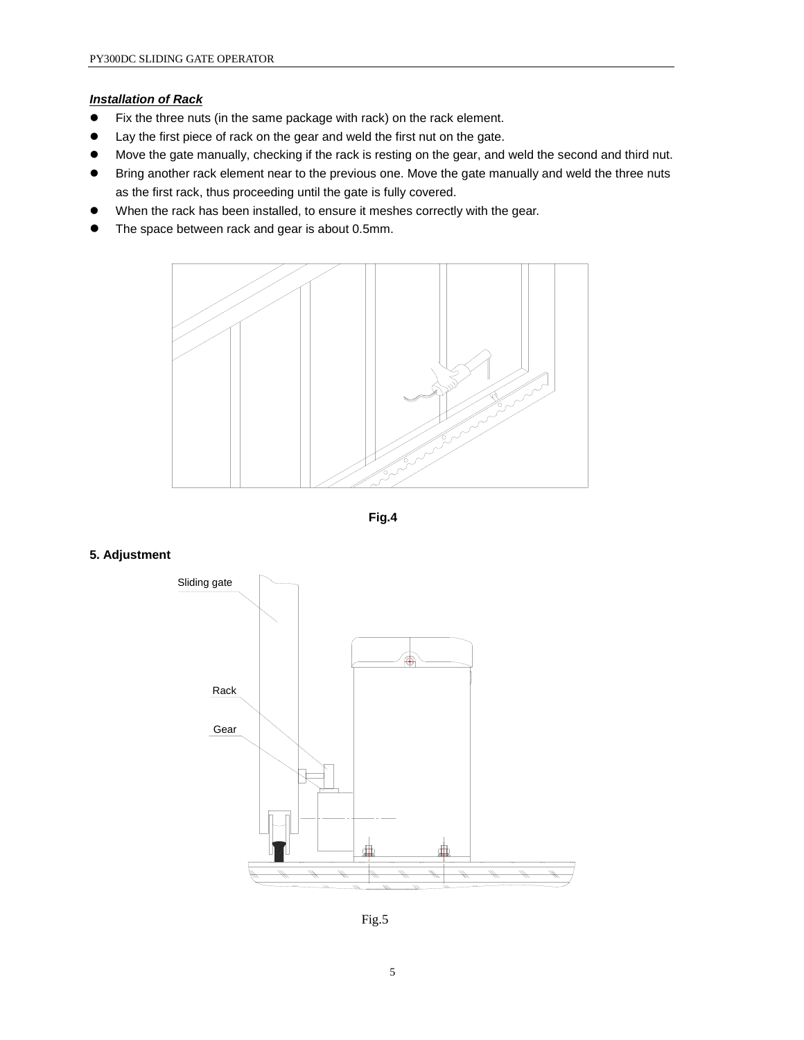***Installation of Rack***

- Fix the three nuts (in the same package with rack) on the rack element.
- Lay the first piece of rack on the gear and weld the first nut on the gate.
- Move the gate manually, checking if the rack is resting on the gear, and weld the second and third nut.
- Bring another rack element near to the previous one. Move the gate manually and weld the three nuts as the first rack, thus proceeding until the gate is fully covered.
- When the rack has been installed, to ensure it meshes correctly with the gear.
- The space between rack and gear is about 0.5mm.

**Fig.4**

## 5. Adjustment

Sliding gate

Rack

Gear

Fig.5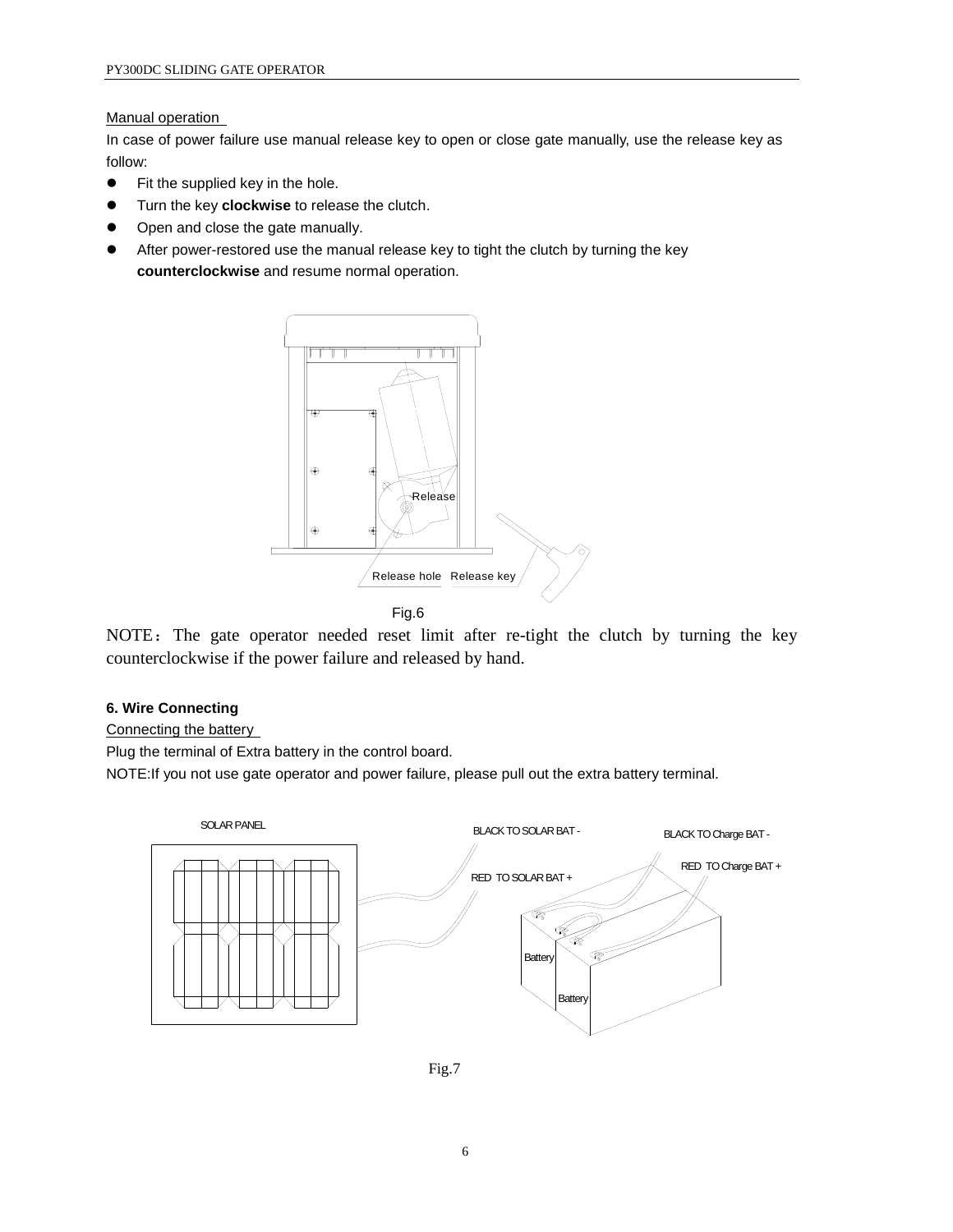Manual operation

In case of power failure use manual release key to open or close gate manually, use the release key as follow:

- Fit the supplied key in the hole.
- Turn the key **clockwise** to release the clutch.
- Open and close the gate manually.
- After power-restored use the manual release key to tight the clutch by turning the key **counterclockwise** and resume normal operation.

Release

Release hole   Release key

Fig.6

NOTE：The gate operator needed reset limit after re-tight the clutch by turning the key counterclockwise if the power failure and released by hand.

**6. Wire Connecting**

Connecting the battery

Plug the terminal of Extra battery in the control board.

NOTE:If you not use gate operator and power failure, please pull out the extra battery terminal.

SOLAR PANEL

BLACK TO SOLAR BAT -

RED TO SOLAR BAT +

BLACK TO Charge BAT -

RED TO Charge BAT +

Battery

Battery

Fig.7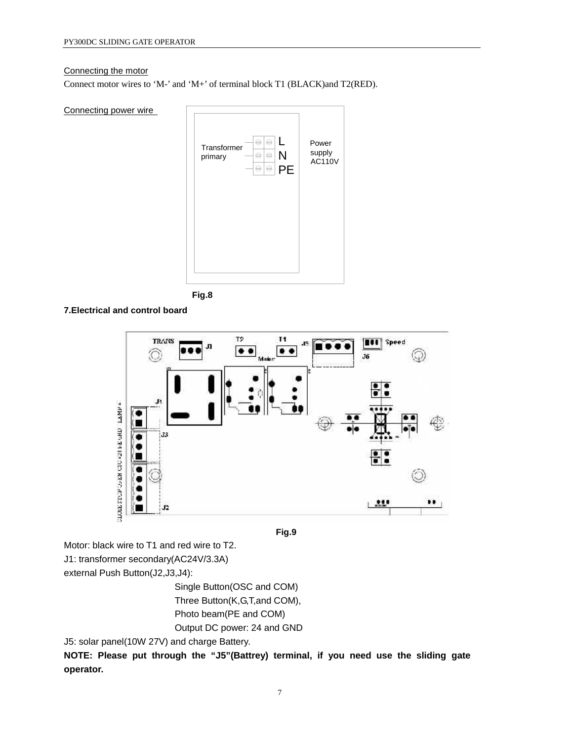Connecting the motor

Connect motor wires to 'M-' and 'M+' of terminal block T1 (BLACK)and T2(RED).

Connecting power wire

Transformer primary — L, N, PE — Power supply AC110V

Fig.8

**7.Electrical and control board**

Fig.9

Motor: black wire to T1 and red wire to T2.

J1: transformer secondary(AC24V/3.3A)

external Push Button(J2,J3,J4):

Single Button(OSC and COM)

Three Button(K,G,T,and COM),

Photo beam(PE and COM)

Output DC power: 24 and GND

J5: solar panel(10W 27V) and charge Battery.

**NOTE: Please put through the "J5"(Battrey) terminal, if you need use the sliding gate operator.**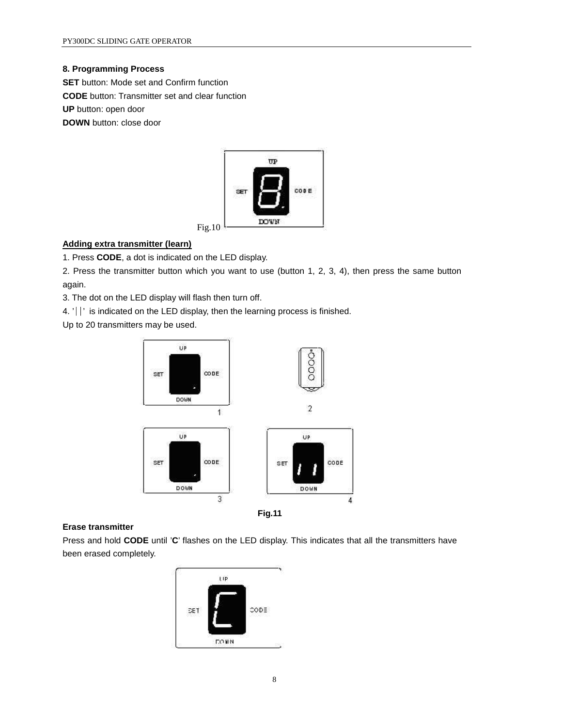## 8. Programming Process

**SET** button: Mode set and Confirm function

**CODE** button: Transmitter set and clear function

**UP** button: open door

**DOWN** button: close door

Fig.10

**Adding extra transmitter (learn)**

1. Press **CODE**, a dot is indicated on the LED display.
2. Press the transmitter button which you want to use (button 1, 2, 3, 4), then press the same button again.
3. The dot on the LED display will flash then turn off.
4. '││' is indicated on the LED display, then the learning process is finished.

Up to 20 transmitters may be used.

**Fig.11**

**Erase transmitter**

Press and hold **CODE** until '**C**' flashes on the LED display. This indicates that all the transmitters have been erased completely.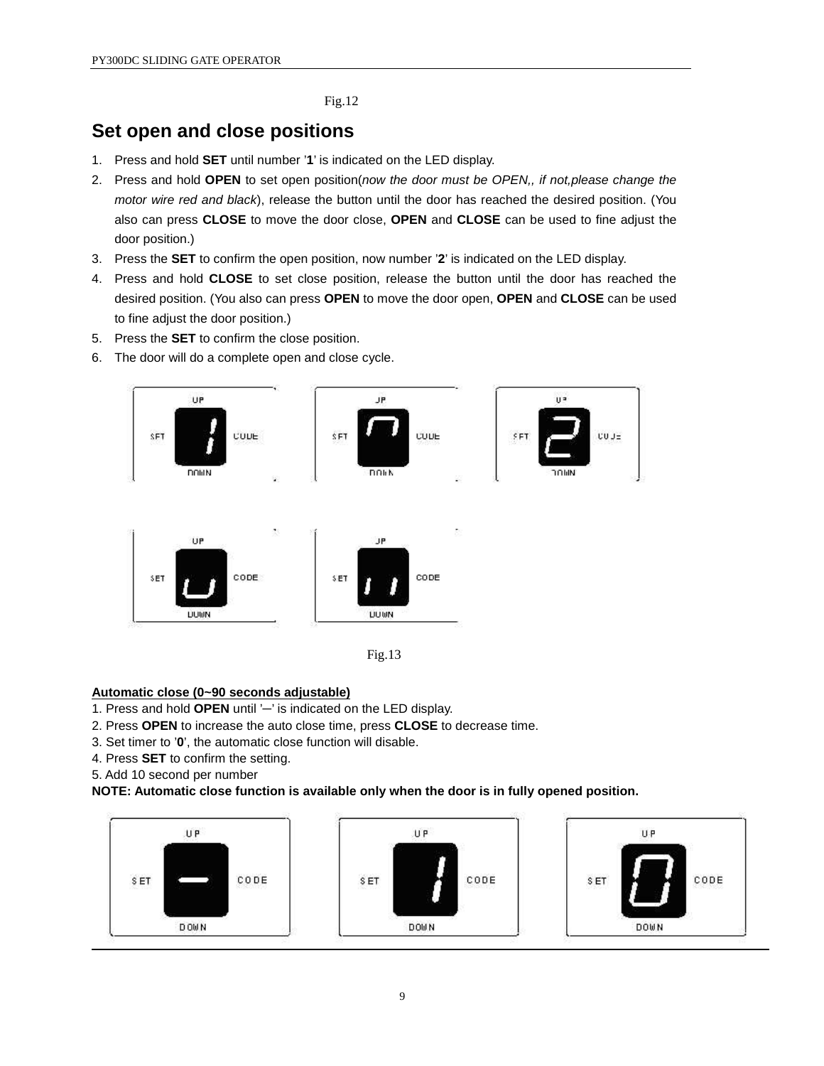Fig.12

## Set open and close positions

1. Press and hold **SET** until number '**1**' is indicated on the LED display.
2. Press and hold **OPEN** to set open position(*now the door must be OPEN,, if not,please change the motor wire red and black*), release the button until the door has reached the desired position. (You also can press **CLOSE** to move the door close, **OPEN** and **CLOSE** can be used to fine adjust the door position.)
3. Press the **SET** to confirm the open position, now number '**2**' is indicated on the LED display.
4. Press and hold **CLOSE** to set close position, release the button until the door has reached the desired position. (You also can press **OPEN** to move the door open, **OPEN** and **CLOSE** can be used to fine adjust the door position.)
5. Press the **SET** to confirm the close position.
6. The door will do a complete open and close cycle.

Fig.13

**Automatic close (0~90 seconds adjustable)**

1. Press and hold **OPEN** until '–' is indicated on the LED display.
2. Press **OPEN** to increase the auto close time, press **CLOSE** to decrease time.
3. Set timer to '**0**', the automatic close function will disable.
4. Press **SET** to confirm the setting.
5. Add 10 second per number

**NOTE: Automatic close function is available only when the door is in fully opened position.**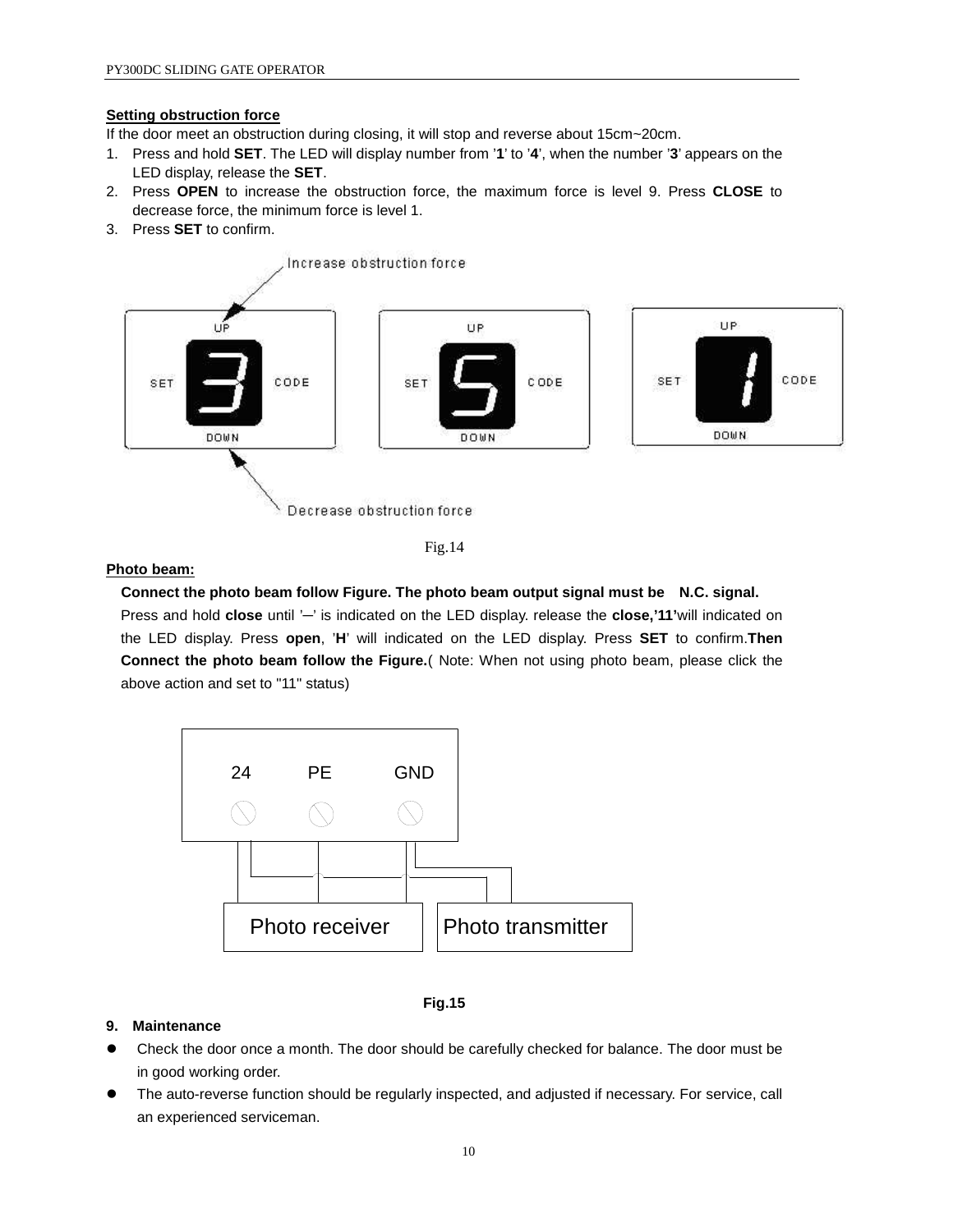**Setting obstruction force**

If the door meet an obstruction during closing, it will stop and reverse about 15cm~20cm.

1. Press and hold **SET**. The LED will display number from '**1**' to '**4**', when the number '**3**' appears on the LED display, release the **SET**.
2. Press **OPEN** to increase the obstruction force, the maximum force is level 9. Press **CLOSE** to decrease force, the minimum force is level 1.
3. Press **SET** to confirm.

Fig.14

**Photo beam:**

**Connect the photo beam follow Figure. The photo beam output signal must be N.C. signal.**

Press and hold **close** until '─' is indicated on the LED display. release the **close,'11'** will indicated on the LED display. Press **open**, '**H**' will indicated on the LED display. Press **SET** to confirm.**Then Connect the photo beam follow the Figure.**( Note: When not using photo beam, please click the above action and set to "11" status)

**Fig.15**

**9. Maintenance**

- Check the door once a month. The door should be carefully checked for balance. The door must be in good working order.
- The auto-reverse function should be regularly inspected, and adjusted if necessary. For service, call an experienced serviceman.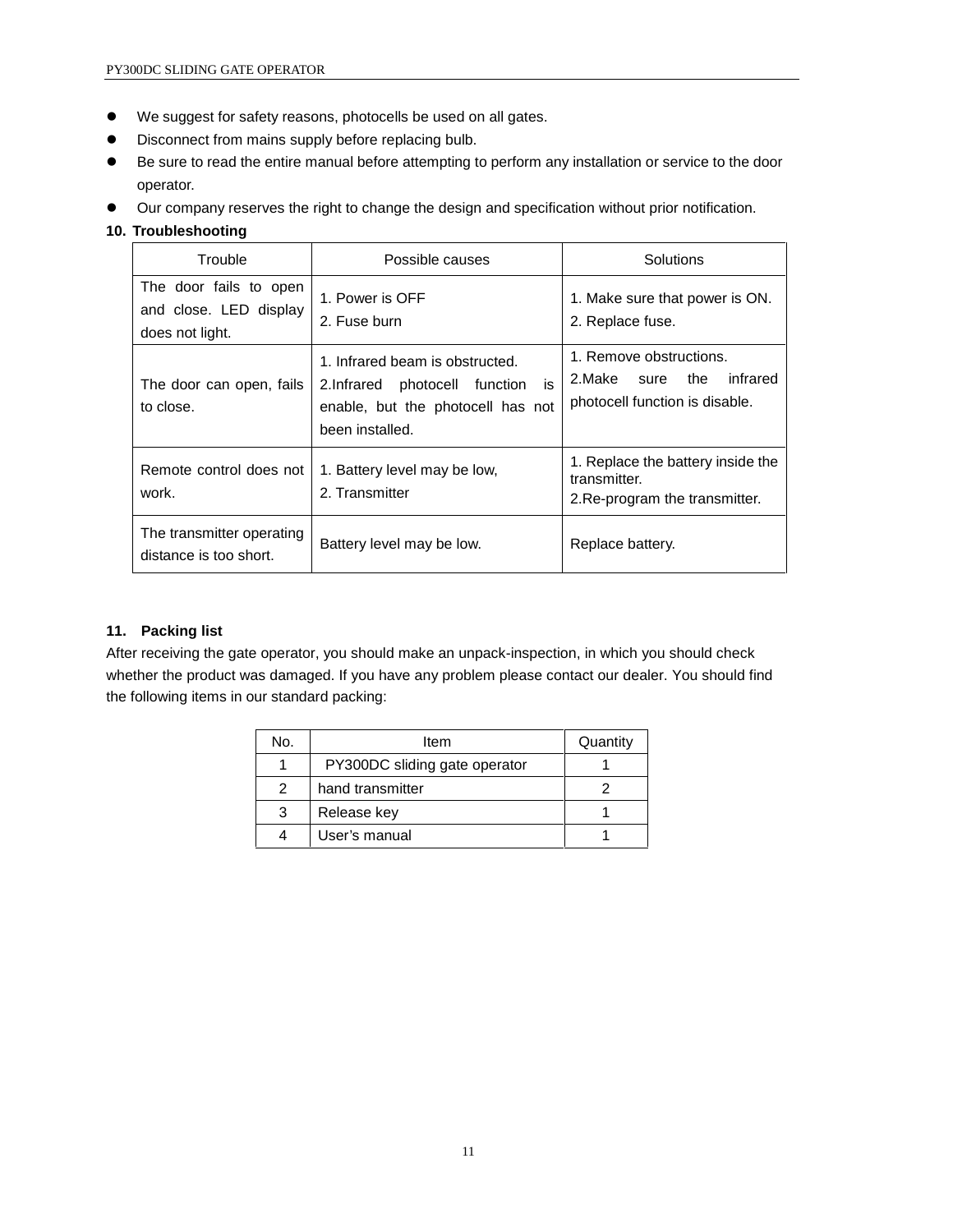- We suggest for safety reasons, photocells be used on all gates.
- Disconnect from mains supply before replacing bulb.
- Be sure to read the entire manual before attempting to perform any installation or service to the door operator.
- Our company reserves the right to change the design and specification without prior notification.

## 10. Troubleshooting

| Trouble | Possible causes | Solutions |
| --- | --- | --- |
| The door fails to open and close. LED display does not light. | 1. Power is OFF<br>2. Fuse burn | 1. Make sure that power is ON.<br>2. Replace fuse. |
| The door can open, fails to close. | 1. Infrared beam is obstructed.<br>2.Infrared photocell function is enable, but the photocell has not been installed. | 1. Remove obstructions.<br>2.Make sure the infrared photocell function is disable. |
| Remote control does not work. | 1. Battery level may be low,<br>2. Transmitter | 1. Replace the battery inside the transmitter.<br>2.Re-program the transmitter. |
| The transmitter operating distance is too short. | Battery level may be low. | Replace battery. |

## 11. Packing list

After receiving the gate operator, you should make an unpack-inspection, in which you should check whether the product was damaged. If you have any problem please contact our dealer. You should find the following items in our standard packing:

| No. | Item | Quantity |
| --- | --- | --- |
| 1 | PY300DC sliding gate operator | 1 |
| 2 | hand transmitter | 2 |
| 3 | Release key | 1 |
| 4 | User's manual | 1 |